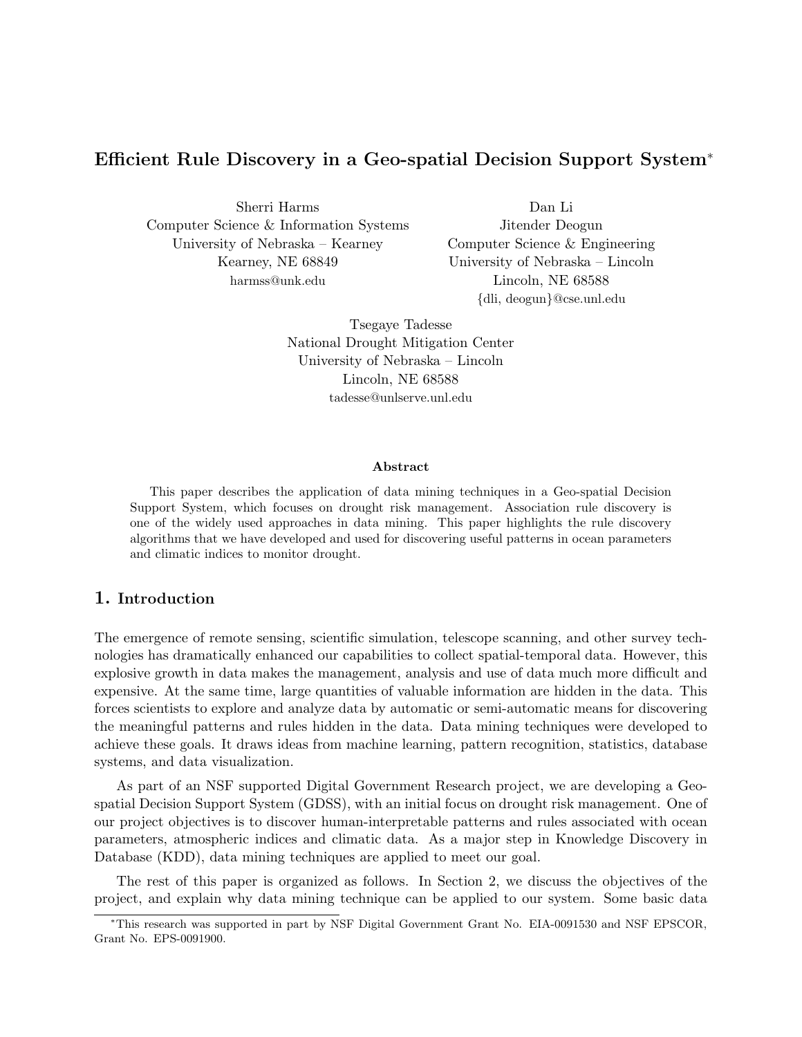# Efficient Rule Discovery in a Geo-spatial Decision Support System[*]

Sherri Harms
Computer Science & Information Systems
University of Nebraska – Kearney
Kearney, NE 68849
harmss@unk.edu

Dan Li
Jitender Deogun
Computer Science & Engineering
University of Nebraska – Lincoln
Lincoln, NE 68588
{dli, deogun}@cse.unl.edu

Tsegaye Tadesse
National Drought Mitigation Center
University of Nebraska – Lincoln
Lincoln, NE 68588
tadesse@unlserve.unl.edu

**Abstract**

This paper describes the application of data mining techniques in a Geo-spatial Decision Support System, which focuses on drought risk management. Association rule discovery is one of the widely used approaches in data mining. This paper highlights the rule discovery algorithms that we have developed and used for discovering useful patterns in ocean parameters and climatic indices to monitor drought.

## 1. Introduction

The emergence of remote sensing, scientific simulation, telescope scanning, and other survey technologies has dramatically enhanced our capabilities to collect spatial-temporal data. However, this explosive growth in data makes the management, analysis and use of data much more difficult and expensive. At the same time, large quantities of valuable information are hidden in the data. This forces scientists to explore and analyze data by automatic or semi-automatic means for discovering the meaningful patterns and rules hidden in the data. Data mining techniques were developed to achieve these goals. It draws ideas from machine learning, pattern recognition, statistics, database systems, and data visualization.

As part of an NSF supported Digital Government Research project, we are developing a Geo-spatial Decision Support System (GDSS), with an initial focus on drought risk management. One of our project objectives is to discover human-interpretable patterns and rules associated with ocean parameters, atmospheric indices and climatic data. As a major step in Knowledge Discovery in Database (KDD), data mining techniques are applied to meet our goal.

The rest of this paper is organized as follows. In Section 2, we discuss the objectives of the project, and explain why data mining technique can be applied to our system. Some basic data

[*]This research was supported in part by NSF Digital Government Grant No. EIA-0091530 and NSF EPSCOR, Grant No. EPS-0091900.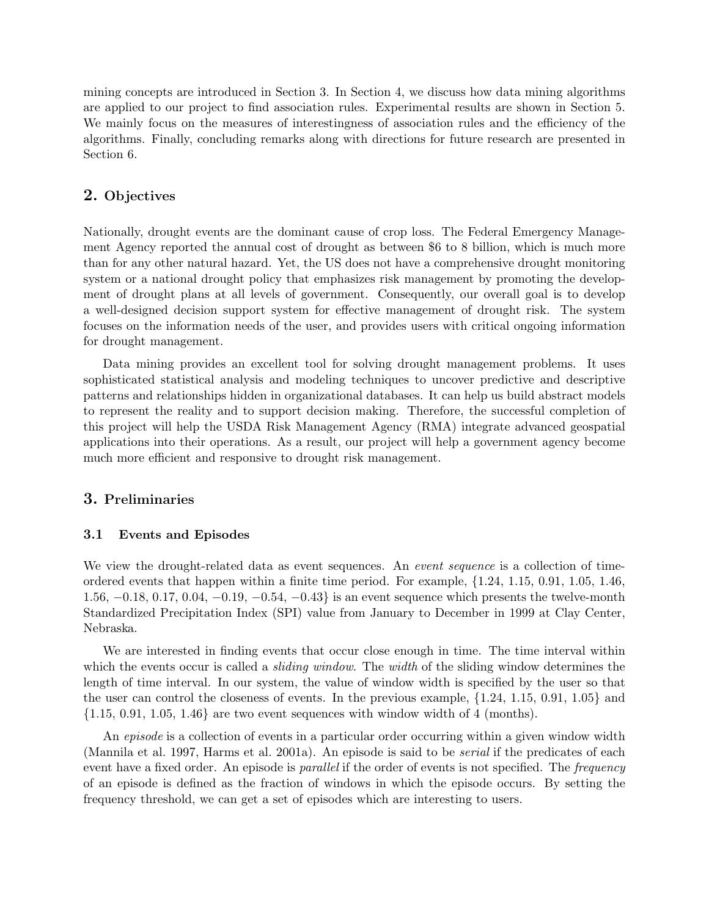mining concepts are introduced in Section 3. In Section 4, we discuss how data mining algorithms are applied to our project to find association rules. Experimental results are shown in Section 5. We mainly focus on the measures of interestingness of association rules and the efficiency of the algorithms. Finally, concluding remarks along with directions for future research are presented in Section 6.

## 2. Objectives

Nationally, drought events are the dominant cause of crop loss. The Federal Emergency Management Agency reported the annual cost of drought as between $6 to 8 billion, which is much more than for any other natural hazard. Yet, the US does not have a comprehensive drought monitoring system or a national drought policy that emphasizes risk management by promoting the development of drought plans at all levels of government. Consequently, our overall goal is to develop a well-designed decision support system for effective management of drought risk. The system focuses on the information needs of the user, and provides users with critical ongoing information for drought management.

Data mining provides an excellent tool for solving drought management problems. It uses sophisticated statistical analysis and modeling techniques to uncover predictive and descriptive patterns and relationships hidden in organizational databases. It can help us build abstract models to represent the reality and to support decision making. Therefore, the successful completion of this project will help the USDA Risk Management Agency (RMA) integrate advanced geospatial applications into their operations. As a result, our project will help a government agency become much more efficient and responsive to drought risk management.

## 3. Preliminaries

### 3.1 Events and Episodes

We view the drought-related data as event sequences. An *event sequence* is a collection of time-ordered events that happen within a finite time period. For example, {1.24, 1.15, 0.91, 1.05, 1.46, 1.56, −0.18, 0.17, 0.04, −0.19, −0.54, −0.43} is an event sequence which presents the twelve-month Standardized Precipitation Index (SPI) value from January to December in 1999 at Clay Center, Nebraska.

We are interested in finding events that occur close enough in time. The time interval within which the events occur is called a *sliding window*. The *width* of the sliding window determines the length of time interval. In our system, the value of window width is specified by the user so that the user can control the closeness of events. In the previous example, {1.24, 1.15, 0.91, 1.05} and {1.15, 0.91, 1.05, 1.46} are two event sequences with window width of 4 (months).

An *episode* is a collection of events in a particular order occurring within a given window width (Mannila et al. 1997, Harms et al. 2001a). An episode is said to be *serial* if the predicates of each event have a fixed order. An episode is *parallel* if the order of events is not specified. The *frequency* of an episode is defined as the fraction of windows in which the episode occurs. By setting the frequency threshold, we can get a set of episodes which are interesting to users.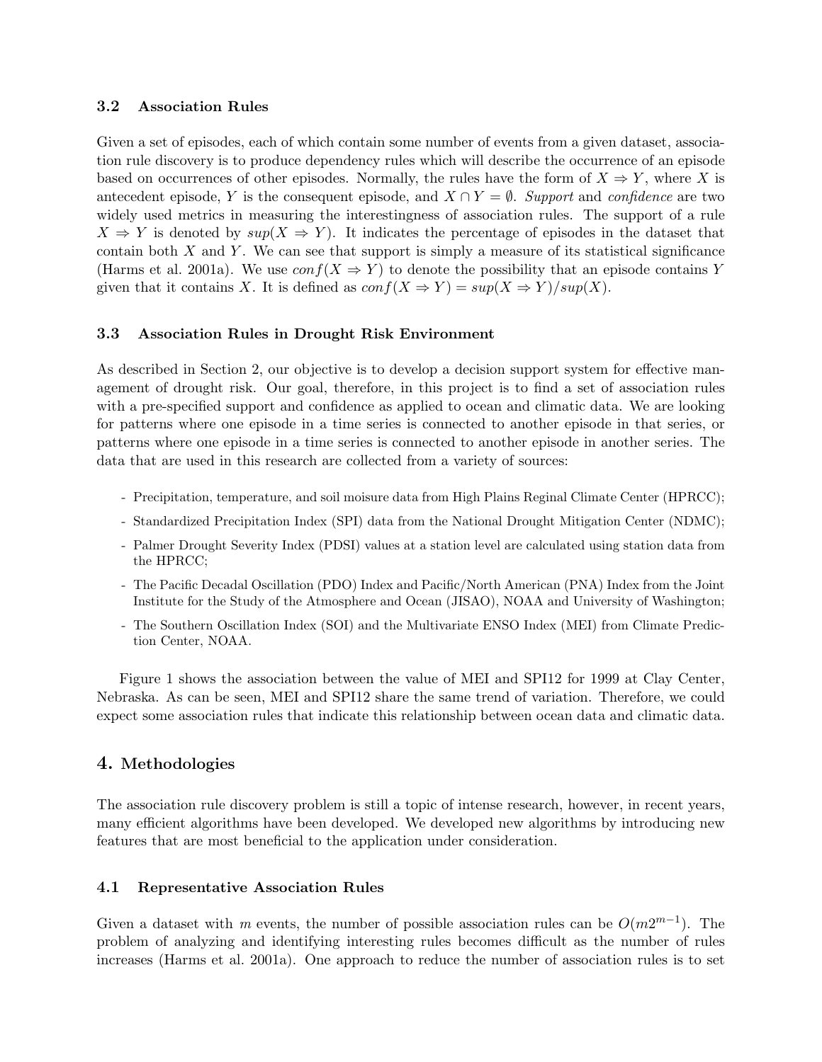### 3.2 Association Rules

Given a set of episodes, each of which contain some number of events from a given dataset, association rule discovery is to produce dependency rules which will describe the occurrence of an episode based on occurrences of other episodes. Normally, the rules have the form of $X \Rightarrow Y$, where $X$ is antecedent episode, $Y$ is the consequent episode, and $X \cap Y = \emptyset$. *Support* and *confidence* are two widely used metrics in measuring the interestingness of association rules. The support of a rule $X \Rightarrow Y$ is denoted by $sup(X \Rightarrow Y)$. It indicates the percentage of episodes in the dataset that contain both $X$ and $Y$. We can see that support is simply a measure of its statistical significance (Harms et al. 2001a). We use $conf(X \Rightarrow Y)$ to denote the possibility that an episode contains $Y$ given that it contains $X$. It is defined as $conf(X \Rightarrow Y) = sup(X \Rightarrow Y)/sup(X)$.

### 3.3 Association Rules in Drought Risk Environment

As described in Section 2, our objective is to develop a decision support system for effective management of drought risk. Our goal, therefore, in this project is to find a set of association rules with a pre-specified support and confidence as applied to ocean and climatic data. We are looking for patterns where one episode in a time series is connected to another episode in that series, or patterns where one episode in a time series is connected to another episode in another series. The data that are used in this research are collected from a variety of sources:

- Precipitation, temperature, and soil moisure data from High Plains Reginal Climate Center (HPRCC);
- Standardized Precipitation Index (SPI) data from the National Drought Mitigation Center (NDMC);
- Palmer Drought Severity Index (PDSI) values at a station level are calculated using station data from the HPRCC;
- The Pacific Decadal Oscillation (PDO) Index and Pacific/North American (PNA) Index from the Joint Institute for the Study of the Atmosphere and Ocean (JISAO), NOAA and University of Washington;
- The Southern Oscillation Index (SOI) and the Multivariate ENSO Index (MEI) from Climate Prediction Center, NOAA.

Figure 1 shows the association between the value of MEI and SPI12 for 1999 at Clay Center, Nebraska. As can be seen, MEI and SPI12 share the same trend of variation. Therefore, we could expect some association rules that indicate this relationship between ocean data and climatic data.

## 4. Methodologies

The association rule discovery problem is still a topic of intense research, however, in recent years, many efficient algorithms have been developed. We developed new algorithms by introducing new features that are most beneficial to the application under consideration.

### 4.1 Representative Association Rules

Given a dataset with $m$ events, the number of possible association rules can be $O(m2^{m-1})$. The problem of analyzing and identifying interesting rules becomes difficult as the number of rules increases (Harms et al. 2001a). One approach to reduce the number of association rules is to set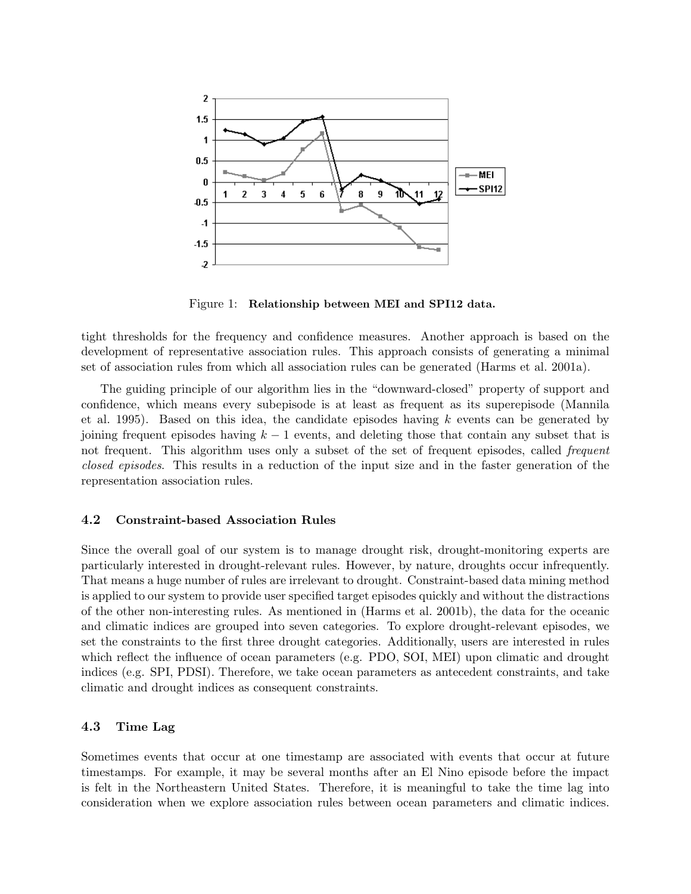Figure 1: **Relationship between MEI and SPI12 data.**

tight thresholds for the frequency and confidence measures. Another approach is based on the development of representative association rules. This approach consists of generating a minimal set of association rules from which all association rules can be generated (Harms et al. 2001a).

The guiding principle of our algorithm lies in the "downward-closed" property of support and confidence, which means every subepisode is at least as frequent as its superepisode (Mannila et al. 1995). Based on this idea, the candidate episodes having $k$ events can be generated by joining frequent episodes having $k-1$ events, and deleting those that contain any subset that is not frequent. This algorithm uses only a subset of the set of frequent episodes, called *frequent closed episodes*. This results in a reduction of the input size and in the faster generation of the representation association rules.

### 4.2 Constraint-based Association Rules

Since the overall goal of our system is to manage drought risk, drought-monitoring experts are particularly interested in drought-relevant rules. However, by nature, droughts occur infrequently. That means a huge number of rules are irrelevant to drought. Constraint-based data mining method is applied to our system to provide user specified target episodes quickly and without the distractions of the other non-interesting rules. As mentioned in (Harms et al. 2001b), the data for the oceanic and climatic indices are grouped into seven categories. To explore drought-relevant episodes, we set the constraints to the first three drought categories. Additionally, users are interested in rules which reflect the influence of ocean parameters (e.g. PDO, SOI, MEI) upon climatic and drought indices (e.g. SPI, PDSI). Therefore, we take ocean parameters as antecedent constraints, and take climatic and drought indices as consequent constraints.

### 4.3 Time Lag

Sometimes events that occur at one timestamp are associated with events that occur at future timestamps. For example, it may be several months after an El Nino episode before the impact is felt in the Northeastern United States. Therefore, it is meaningful to take the time lag into consideration when we explore association rules between ocean parameters and climatic indices.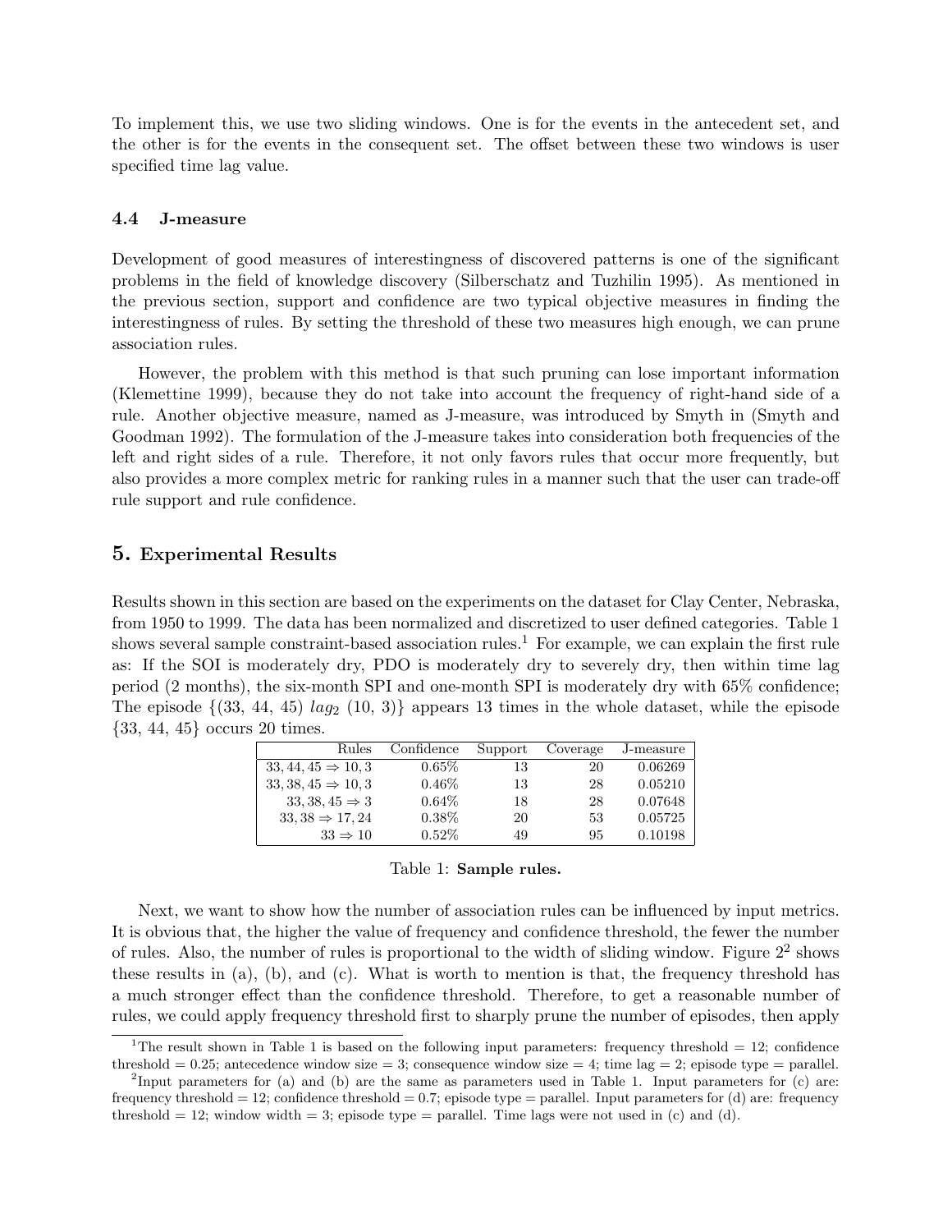To implement this, we use two sliding windows. One is for the events in the antecedent set, and the other is for the events in the consequent set. The offset between these two windows is user specified time lag value.

### 4.4 J-measure

Development of good measures of interestingness of discovered patterns is one of the significant problems in the field of knowledge discovery (Silberschatz and Tuzhilin 1995). As mentioned in the previous section, support and confidence are two typical objective measures in finding the interestingness of rules. By setting the threshold of these two measures high enough, we can prune association rules.

However, the problem with this method is that such pruning can lose important information (Klemettine 1999), because they do not take into account the frequency of right-hand side of a rule. Another objective measure, named as J-measure, was introduced by Smyth in (Smyth and Goodman 1992). The formulation of the J-measure takes into consideration both frequencies of the left and right sides of a rule. Therefore, it not only favors rules that occur more frequently, but also provides a more complex metric for ranking rules in a manner such that the user can trade-off rule support and rule confidence.

## 5. Experimental Results

Results shown in this section are based on the experiments on the dataset for Clay Center, Nebraska, from 1950 to 1999. The data has been normalized and discretized to user defined categories. Table 1 shows several sample constraint-based association rules.[1] For example, we can explain the first rule as: If the SOI is moderately dry, PDO is moderately dry to severely dry, then within time lag period (2 months), the six-month SPI and one-month SPI is moderately dry with 65% confidence; The episode {(33, 44, 45) $lag_2$ (10, 3)} appears 13 times in the whole dataset, while the episode {33, 44, 45} occurs 20 times.

| Rules | Confidence | Support | Coverage | J-measure |
|---|---|---|---|---|
| $33, 44, 45 \Rightarrow 10, 3$ | 0.65% | 13 | 20 | 0.06269 |
| $33, 38, 45 \Rightarrow 10, 3$ | 0.46% | 13 | 28 | 0.05210 |
| $33, 38, 45 \Rightarrow 3$ | 0.64% | 18 | 28 | 0.07648 |
| $33, 38 \Rightarrow 17, 24$ | 0.38% | 20 | 53 | 0.05725 |
| $33 \Rightarrow 10$ | 0.52% | 49 | 95 | 0.10198 |

Table 1: **Sample rules.**

Next, we want to show how the number of association rules can be influenced by input metrics. It is obvious that, the higher the value of frequency and confidence threshold, the fewer the number of rules. Also, the number of rules is proportional to the width of sliding window. Figure 2[2] shows these results in (a), (b), and (c). What is worth to mention is that, the frequency threshold has a much stronger effect than the confidence threshold. Therefore, to get a reasonable number of rules, we could apply frequency threshold first to sharply prune the number of episodes, then apply

[1] The result shown in Table 1 is based on the following input parameters: frequency threshold = 12; confidence threshold = 0.25; antecedence window size = 3; consequence window size = 4; time lag = 2; episode type = parallel.

[2] Input parameters for (a) and (b) are the same as parameters used in Table 1. Input parameters for (c) are: frequency threshold = 12; confidence threshold = 0.7; episode type = parallel. Input parameters for (d) are: frequency threshold = 12; window width = 3; episode type = parallel. Time lags were not used in (c) and (d).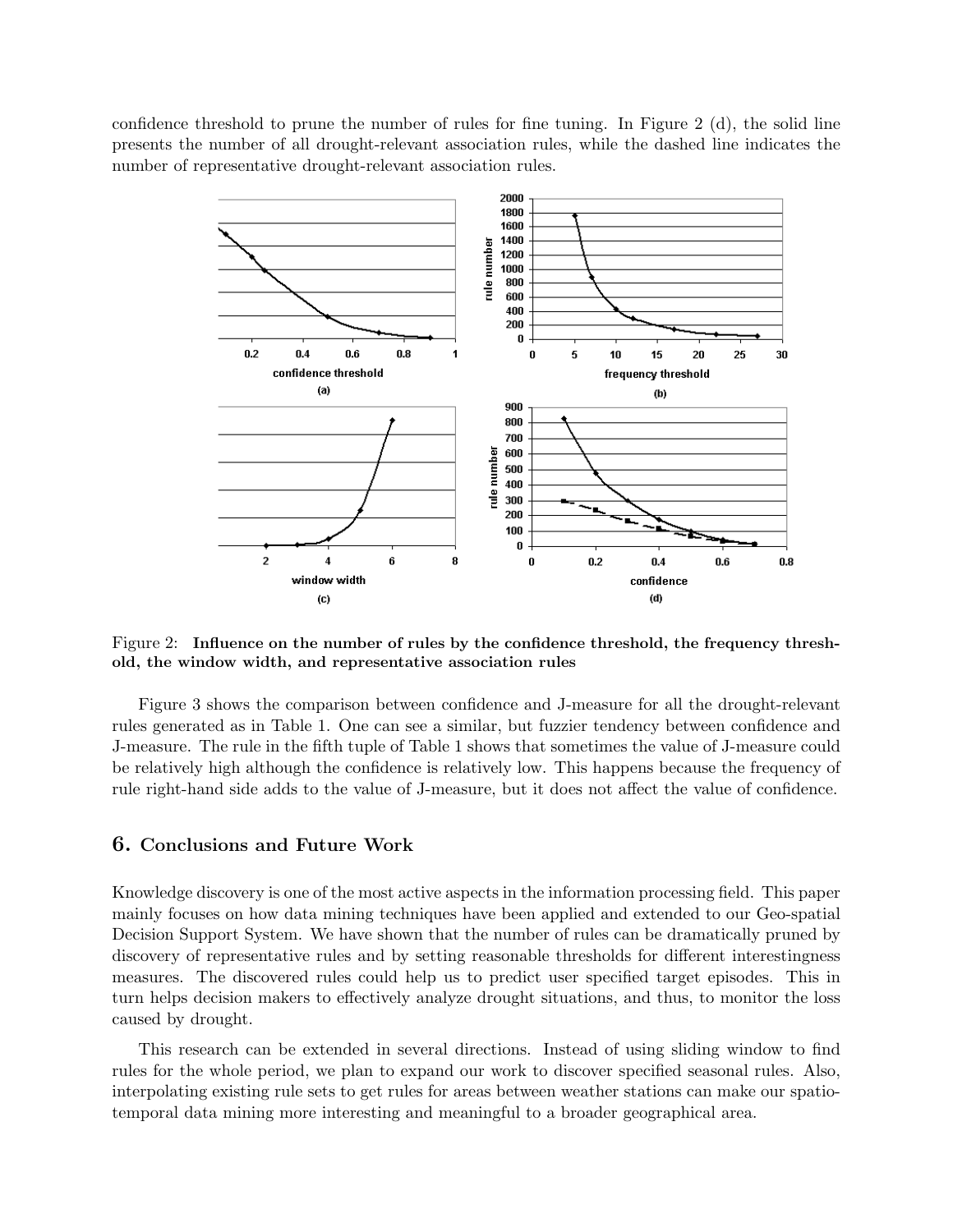confidence threshold to prune the number of rules for fine tuning. In Figure 2 (d), the solid line presents the number of all drought-relevant association rules, while the dashed line indicates the number of representative drought-relevant association rules.

Figure 2: **Influence on the number of rules by the confidence threshold, the frequency threshold, the window width, and representative association rules**

Figure 3 shows the comparison between confidence and J-measure for all the drought-relevant rules generated as in Table 1. One can see a similar, but fuzzier tendency between confidence and J-measure. The rule in the fifth tuple of Table 1 shows that sometimes the value of J-measure could be relatively high although the confidence is relatively low. This happens because the frequency of rule right-hand side adds to the value of J-measure, but it does not affect the value of confidence.

## 6. Conclusions and Future Work

Knowledge discovery is one of the most active aspects in the information processing field. This paper mainly focuses on how data mining techniques have been applied and extended to our Geo-spatial Decision Support System. We have shown that the number of rules can be dramatically pruned by discovery of representative rules and by setting reasonable thresholds for different interestingness measures. The discovered rules could help us to predict user specified target episodes. This in turn helps decision makers to effectively analyze drought situations, and thus, to monitor the loss caused by drought.

This research can be extended in several directions. Instead of using sliding window to find rules for the whole period, we plan to expand our work to discover specified seasonal rules. Also, interpolating existing rule sets to get rules for areas between weather stations can make our spatio-temporal data mining more interesting and meaningful to a broader geographical area.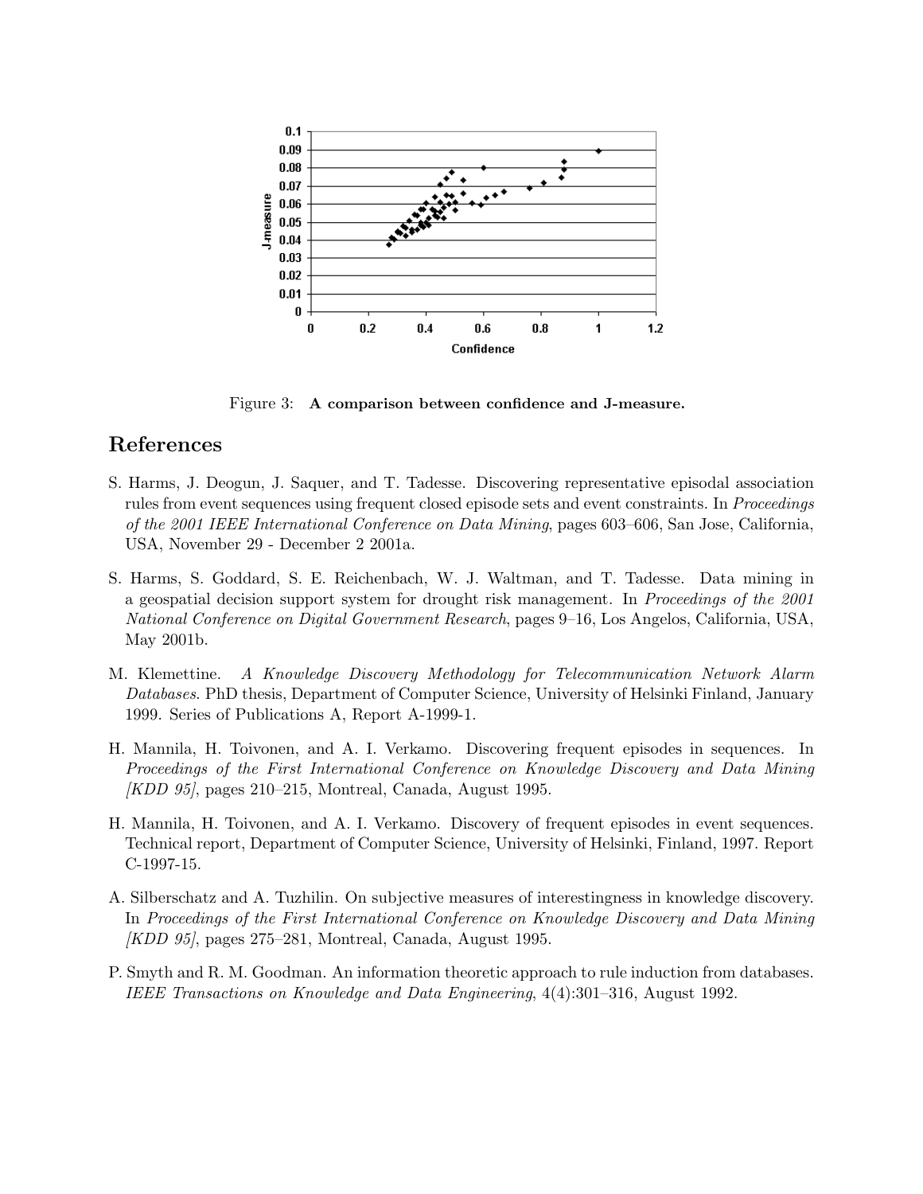0.1
0.09
0.08
0.07
0.06
0.05
0.04
0.03
0.02
0.01
0

J-measure

0 0.2 0.4 0.6 0.8 1 1.2

Confidence

Figure 3: **A comparison between confidence and J-measure.**

## References

S. Harms, J. Deogun, J. Saquer, and T. Tadesse. Discovering representative episodal association rules from event sequences using frequent closed episode sets and event constraints. In *Proceedings of the 2001 IEEE International Conference on Data Mining*, pages 603–606, San Jose, California, USA, November 29 - December 2 2001a.

S. Harms, S. Goddard, S. E. Reichenbach, W. J. Waltman, and T. Tadesse. Data mining in a geospatial decision support system for drought risk management. In *Proceedings of the 2001 National Conference on Digital Government Research*, pages 9–16, Los Angelos, California, USA, May 2001b.

M. Klemettine. *A Knowledge Discovery Methodology for Telecommunication Network Alarm Databases*. PhD thesis, Department of Computer Science, University of Helsinki Finland, January 1999. Series of Publications A, Report A-1999-1.

H. Mannila, H. Toivonen, and A. I. Verkamo. Discovering frequent episodes in sequences. In *Proceedings of the First International Conference on Knowledge Discovery and Data Mining [KDD 95]*, pages 210–215, Montreal, Canada, August 1995.

H. Mannila, H. Toivonen, and A. I. Verkamo. Discovery of frequent episodes in event sequences. Technical report, Department of Computer Science, University of Helsinki, Finland, 1997. Report C-1997-15.

A. Silberschatz and A. Tuzhilin. On subjective measures of interestingness in knowledge discovery. In *Proceedings of the First International Conference on Knowledge Discovery and Data Mining [KDD 95]*, pages 275–281, Montreal, Canada, August 1995.

P. Smyth and R. M. Goodman. An information theoretic approach to rule induction from databases. *IEEE Transactions on Knowledge and Data Engineering*, 4(4):301–316, August 1992.